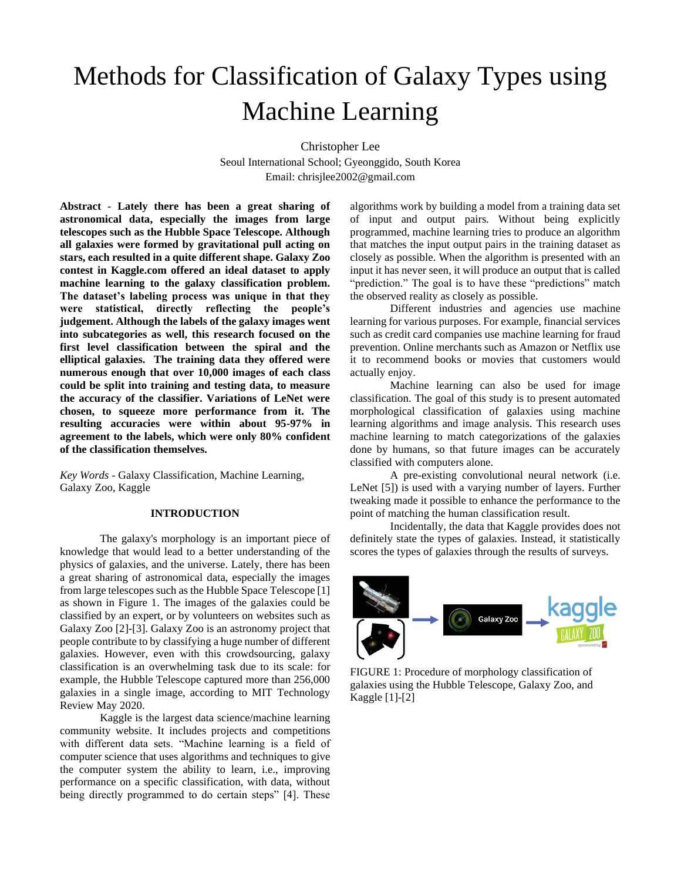# Methods for Classification of Galaxy Types using Machine Learning

Christopher Lee
Seoul International School; Gyeonggido, South Korea
Email: chrisjlee2002@gmail.com

**Abstract - Lately there has been a great sharing of astronomical data, especially the images from large telescopes such as the Hubble Space Telescope. Although all galaxies were formed by gravitational pull acting on stars, each resulted in a quite different shape. Galaxy Zoo contest in Kaggle.com offered an ideal dataset to apply machine learning to the galaxy classification problem. The dataset's labeling process was unique in that they were statistical, directly reflecting the people's judgement. Although the labels of the galaxy images went into subcategories as well, this research focused on the first level classification between the spiral and the elliptical galaxies. The training data they offered were numerous enough that over 10,000 images of each class could be split into training and testing data, to measure the accuracy of the classifier. Variations of LeNet were chosen, to squeeze more performance from it. The resulting accuracies were within about 95-97% in agreement to the labels, which were only 80% confident of the classification themselves.**

*Key Words* - Galaxy Classification, Machine Learning, Galaxy Zoo, Kaggle

## INTRODUCTION

The galaxy's morphology is an important piece of knowledge that would lead to a better understanding of the physics of galaxies, and the universe. Lately, there has been a great sharing of astronomical data, especially the images from large telescopes such as the Hubble Space Telescope [1] as shown in Figure 1. The images of the galaxies could be classified by an expert, or by volunteers on websites such as Galaxy Zoo [2]-[3]. Galaxy Zoo is an astronomy project that people contribute to by classifying a huge number of different galaxies. However, even with this crowdsourcing, galaxy classification is an overwhelming task due to its scale: for example, the Hubble Telescope captured more than 256,000 galaxies in a single image, according to MIT Technology Review May 2020.

Kaggle is the largest data science/machine learning community website. It includes projects and competitions with different data sets. "Machine learning is a field of computer science that uses algorithms and techniques to give the computer system the ability to learn, i.e., improving performance on a specific classification, with data, without being directly programmed to do certain steps" [4]. These algorithms work by building a model from a training data set of input and output pairs. Without being explicitly programmed, machine learning tries to produce an algorithm that matches the input output pairs in the training dataset as closely as possible. When the algorithm is presented with an input it has never seen, it will produce an output that is called "prediction." The goal is to have these "predictions" match the observed reality as closely as possible.

Different industries and agencies use machine learning for various purposes. For example, financial services such as credit card companies use machine learning for fraud prevention. Online merchants such as Amazon or Netflix use it to recommend books or movies that customers would actually enjoy.

Machine learning can also be used for image classification. The goal of this study is to present automated morphological classification of galaxies using machine learning algorithms and image analysis. This research uses machine learning to match categorizations of the galaxies done by humans, so that future images can be accurately classified with computers alone.

A pre-existing convolutional neural network (i.e. LeNet [5]) is used with a varying number of layers. Further tweaking made it possible to enhance the performance to the point of matching the human classification result.

Incidentally, the data that Kaggle provides does not definitely state the types of galaxies. Instead, it statistically scores the types of galaxies through the results of surveys.

FIGURE 1: Procedure of morphology classification of galaxies using the Hubble Telescope, Galaxy Zoo, and Kaggle [1]-[2]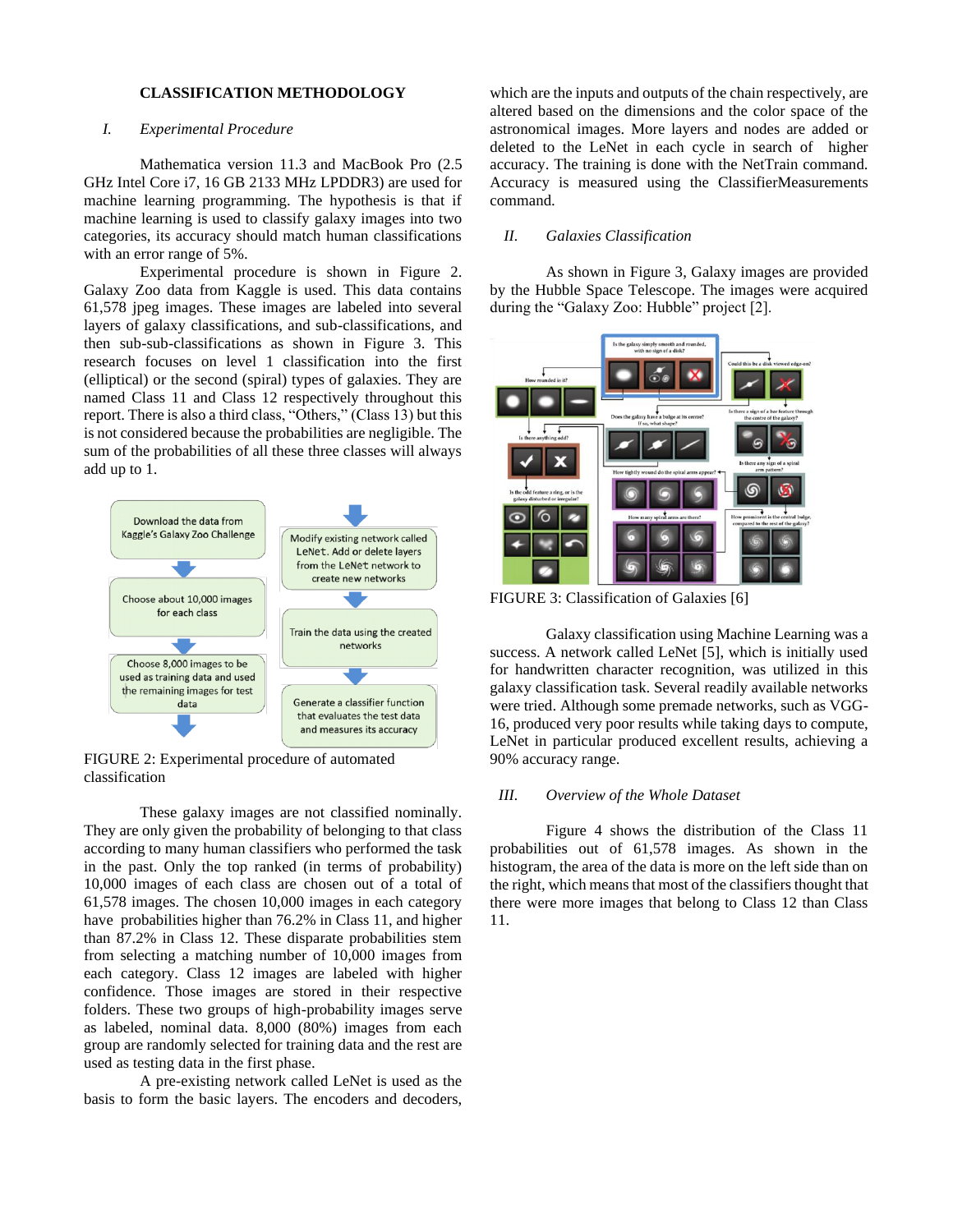## CLASSIFICATION METHODOLOGY

### I. Experimental Procedure

Mathematica version 11.3 and MacBook Pro (2.5 GHz Intel Core i7, 16 GB 2133 MHz LPDDR3) are used for machine learning programming. The hypothesis is that if machine learning is used to classify galaxy images into two categories, its accuracy should match human classifications with an error range of 5%.

Experimental procedure is shown in Figure 2. Galaxy Zoo data from Kaggle is used. This data contains 61,578 jpeg images. These images are labeled into several layers of galaxy classifications, and sub-classifications, and then sub-sub-classifications as shown in Figure 3. This research focuses on level 1 classification into the first (elliptical) or the second (spiral) types of galaxies. They are named Class 11 and Class 12 respectively throughout this report. There is also a third class, "Others," (Class 13) but this is not considered because the probabilities are negligible. The sum of the probabilities of all these three classes will always add up to 1.

FIGURE 2: Experimental procedure of automated classification

These galaxy images are not classified nominally. They are only given the probability of belonging to that class according to many human classifiers who performed the task in the past. Only the top ranked (in terms of probability) 10,000 images of each class are chosen out of a total of 61,578 images. The chosen 10,000 images in each category have probabilities higher than 76.2% in Class 11, and higher than 87.2% in Class 12. These disparate probabilities stem from selecting a matching number of 10,000 images from each category. Class 12 images are labeled with higher confidence. Those images are stored in their respective folders. These two groups of high-probability images serve as labeled, nominal data. 8,000 (80%) images from each group are randomly selected for training data and the rest are used as testing data in the first phase.

A pre-existing network called LeNet is used as the basis to form the basic layers. The encoders and decoders, which are the inputs and outputs of the chain respectively, are altered based on the dimensions and the color space of the astronomical images. More layers and nodes are added or deleted to the LeNet in each cycle in search of higher accuracy. The training is done with the NetTrain command. Accuracy is measured using the ClassifierMeasurements command.

### II. Galaxies Classification

As shown in Figure 3, Galaxy images are provided by the Hubble Space Telescope. The images were acquired during the "Galaxy Zoo: Hubble" project [2].

FIGURE 3: Classification of Galaxies [6]

Galaxy classification using Machine Learning was a success. A network called LeNet [5], which is initially used for handwritten character recognition, was utilized in this galaxy classification task. Several readily available networks were tried. Although some premade networks, such as VGG-16, produced very poor results while taking days to compute, LeNet in particular produced excellent results, achieving a 90% accuracy range.

### III. Overview of the Whole Dataset

Figure 4 shows the distribution of the Class 11 probabilities out of 61,578 images. As shown in the histogram, the area of the data is more on the left side than on the right, which means that most of the classifiers thought that there were more images that belong to Class 12 than Class 11.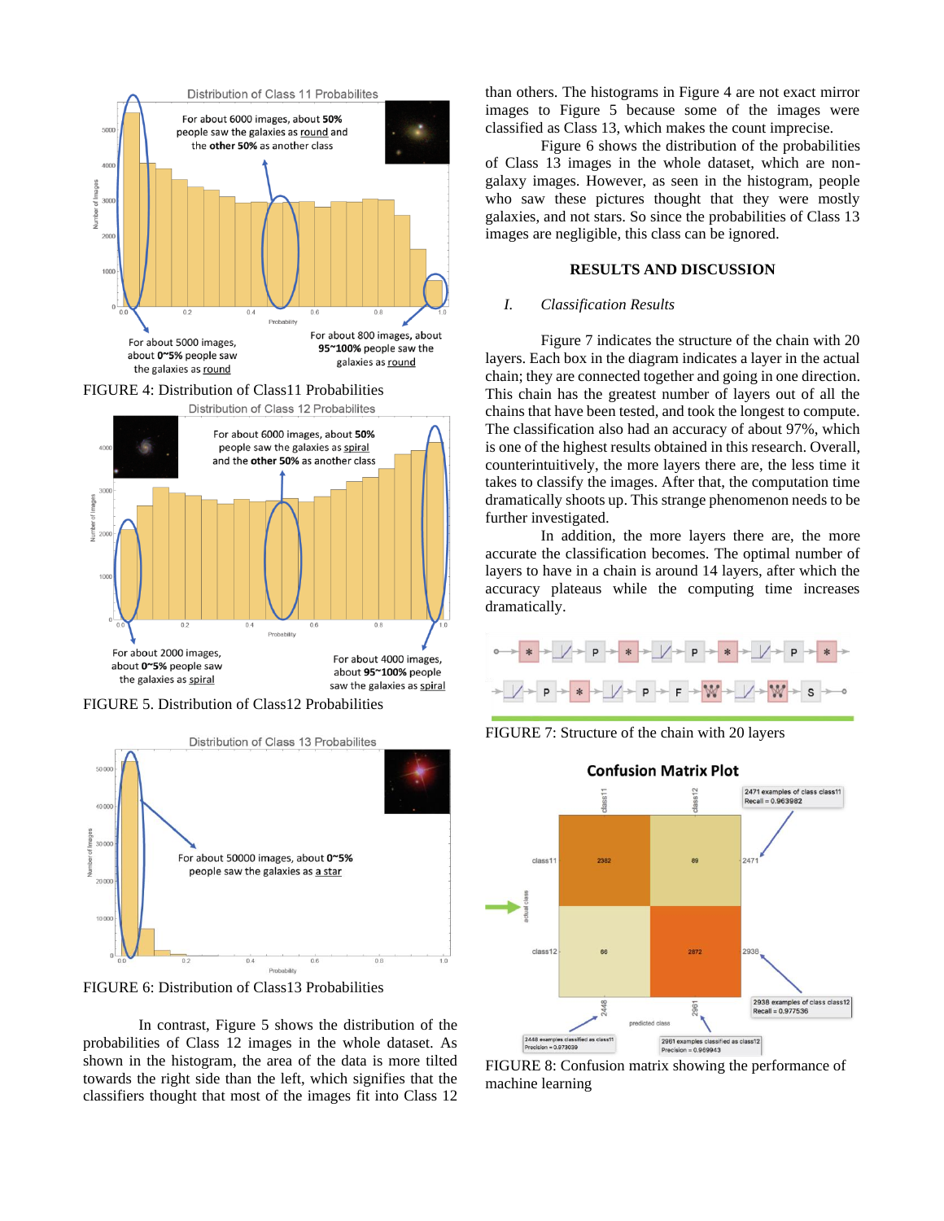FIGURE 4: Distribution of Class11 Probabilities

FIGURE 5. Distribution of Class12 Probabilities

FIGURE 6: Distribution of Class13 Probabilities

In contrast, Figure 5 shows the distribution of the probabilities of Class 12 images in the whole dataset. As shown in the histogram, the area of the data is more tilted towards the right side than the left, which signifies that the classifiers thought that most of the images fit into Class 12 than others. The histograms in Figure 4 are not exact mirror images to Figure 5 because some of the images were classified as Class 13, which makes the count imprecise.

Figure 6 shows the distribution of the probabilities of Class 13 images in the whole dataset, which are non-galaxy images. However, as seen in the histogram, people who saw these pictures thought that they were mostly galaxies, and not stars. So since the probabilities of Class 13 images are negligible, this class can be ignored.

## RESULTS AND DISCUSSION

### I. *Classification Results*

Figure 7 indicates the structure of the chain with 20 layers. Each box in the diagram indicates a layer in the actual chain; they are connected together and going in one direction. This chain has the greatest number of layers out of all the chains that have been tested, and took the longest to compute. The classification also had an accuracy of about 97%, which is one of the highest results obtained in this research. Overall, counterintuitively, the more layers there are, the less time it takes to classify the images. After that, the computation time dramatically shoots up. This strange phenomenon needs to be further investigated.

In addition, the more layers there are, the more accurate the classification becomes. The optimal number of layers to have in a chain is around 14 layers, after which the accuracy plateaus while the computing time increases dramatically.

FIGURE 7: Structure of the chain with 20 layers

FIGURE 8: Confusion matrix showing the performance of machine learning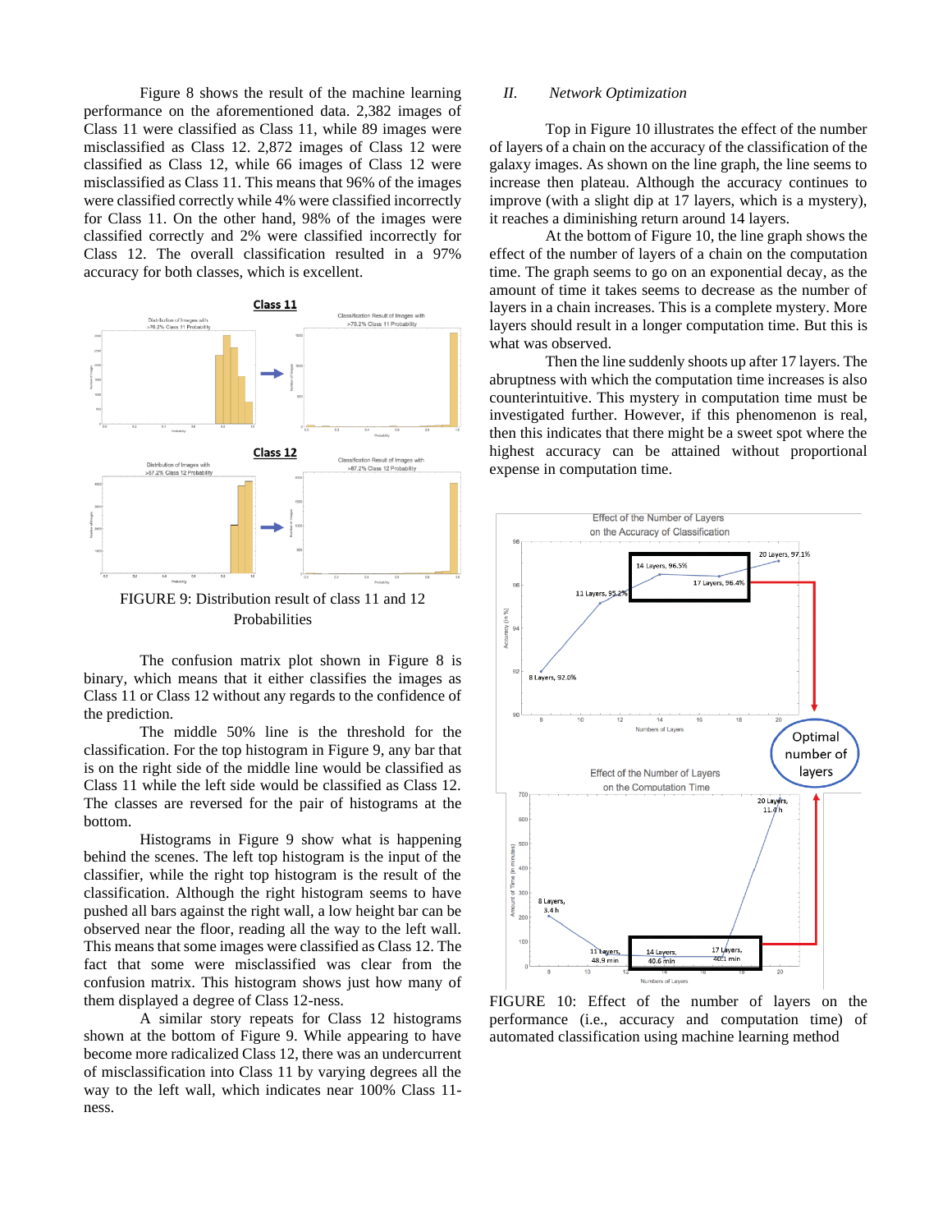Figure 8 shows the result of the machine learning performance on the aforementioned data. 2,382 images of Class 11 were classified as Class 11, while 89 images were misclassified as Class 12. 2,872 images of Class 12 were classified as Class 12, while 66 images of Class 12 were misclassified as Class 11. This means that 96% of the images were classified correctly while 4% were classified incorrectly for Class 11. On the other hand, 98% of the images were classified correctly and 2% were classified incorrectly for Class 12. The overall classification resulted in a 97% accuracy for both classes, which is excellent.

FIGURE 9: Distribution result of class 11 and 12 Probabilities

The confusion matrix plot shown in Figure 8 is binary, which means that it either classifies the images as Class 11 or Class 12 without any regards to the confidence of the prediction.

The middle 50% line is the threshold for the classification. For the top histogram in Figure 9, any bar that is on the right side of the middle line would be classified as Class 11 while the left side would be classified as Class 12. The classes are reversed for the pair of histograms at the bottom.

Histograms in Figure 9 show what is happening behind the scenes. The left top histogram is the input of the classifier, while the right top histogram is the result of the classification. Although the right histogram seems to have pushed all bars against the right wall, a low height bar can be observed near the floor, reading all the way to the left wall. This means that some images were classified as Class 12. The fact that some were misclassified was clear from the confusion matrix. This histogram shows just how many of them displayed a degree of Class 12-ness.

A similar story repeats for Class 12 histograms shown at the bottom of Figure 9. While appearing to have become more radicalized Class 12, there was an undercurrent of misclassification into Class 11 by varying degrees all the way to the left wall, which indicates near 100% Class 11-ness.

## II. *Network Optimization*

Top in Figure 10 illustrates the effect of the number of layers of a chain on the accuracy of the classification of the galaxy images. As shown on the line graph, the line seems to increase then plateau. Although the accuracy continues to improve (with a slight dip at 17 layers, which is a mystery), it reaches a diminishing return around 14 layers.

At the bottom of Figure 10, the line graph shows the effect of the number of layers of a chain on the computation time. The graph seems to go on an exponential decay, as the amount of time it takes seems to decrease as the number of layers in a chain increases. This is a complete mystery. More layers should result in a longer computation time. But this is what was observed.

Then the line suddenly shoots up after 17 layers. The abruptness with which the computation time increases is also counterintuitive. This mystery in computation time must be investigated further. However, if this phenomenon is real, then this indicates that there might be a sweet spot where the highest accuracy can be attained without proportional expense in computation time.

FIGURE 10: Effect of the number of layers on the performance (i.e., accuracy and computation time) of automated classification using machine learning method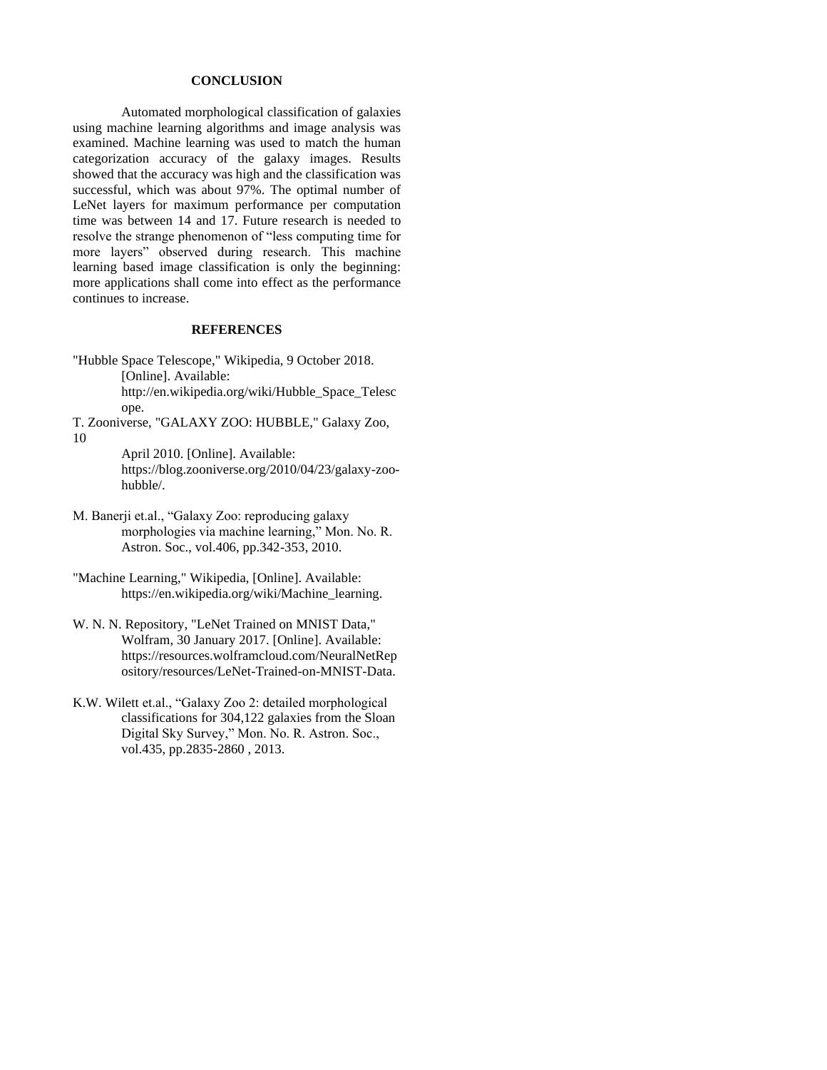## CONCLUSION

Automated morphological classification of galaxies using machine learning algorithms and image analysis was examined. Machine learning was used to match the human categorization accuracy of the galaxy images. Results showed that the accuracy was high and the classification was successful, which was about 97%. The optimal number of LeNet layers for maximum performance per computation time was between 14 and 17. Future research is needed to resolve the strange phenomenon of "less computing time for more layers" observed during research. This machine learning based image classification is only the beginning: more applications shall come into effect as the performance continues to increase.

## REFERENCES

"Hubble Space Telescope," Wikipedia, 9 October 2018. [Online]. Available: http://en.wikipedia.org/wiki/Hubble_Space_Telescope.

T. Zooniverse, "GALAXY ZOO: HUBBLE," Galaxy Zoo, 10 April 2010. [Online]. Available: https://blog.zooniverse.org/2010/04/23/galaxy-zoo-hubble/.

M. Banerji et.al., "Galaxy Zoo: reproducing galaxy morphologies via machine learning," Mon. No. R. Astron. Soc., vol.406, pp.342-353, 2010.

"Machine Learning," Wikipedia, [Online]. Available: https://en.wikipedia.org/wiki/Machine_learning.

W. N. N. Repository, "LeNet Trained on MNIST Data," Wolfram, 30 January 2017. [Online]. Available: https://resources.wolframcloud.com/NeuralNetRepository/resources/LeNet-Trained-on-MNIST-Data.

K.W. Wilett et.al., "Galaxy Zoo 2: detailed morphological classifications for 304,122 galaxies from the Sloan Digital Sky Survey," Mon. No. R. Astron. Soc., vol.435, pp.2835-2860 , 2013.